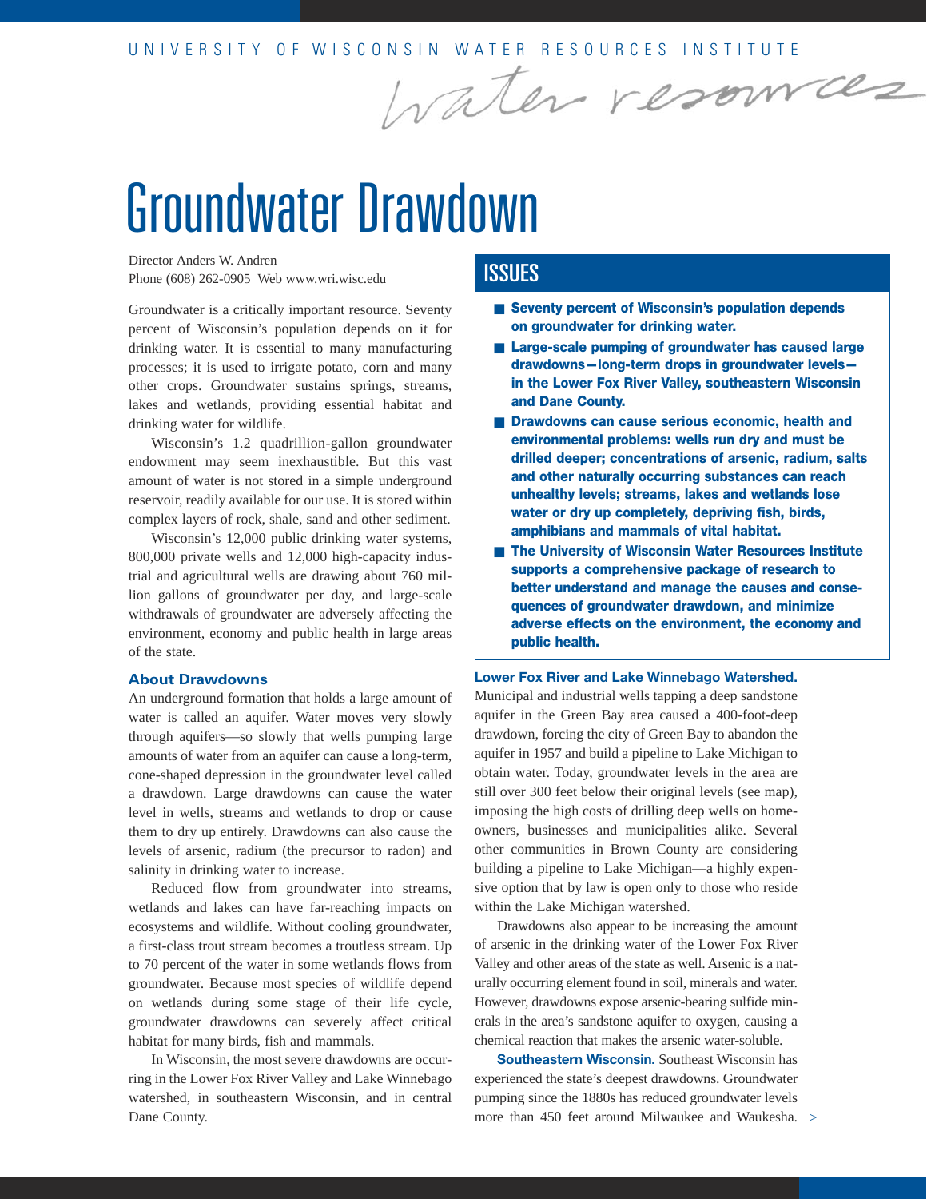UNIVERSITY OF WISCONSIN WATER RESOURCES INSTITUTE

*water resources*

# Groundwater Drawdown

Director Anders W. Andren
Phone (608) 262-0905 Web www.wri.wisc.edu

Groundwater is a critically important resource. Seventy percent of Wisconsin's population depends on it for drinking water. It is essential to many manufacturing processes; it is used to irrigate potato, corn and many other crops. Groundwater sustains springs, streams, lakes and wetlands, providing essential habitat and drinking water for wildlife.

Wisconsin's 1.2 quadrillion-gallon groundwater endowment may seem inexhaustible. But this vast amount of water is not stored in a simple underground reservoir, readily available for our use. It is stored within complex layers of rock, shale, sand and other sediment.

Wisconsin's 12,000 public drinking water systems, 800,000 private wells and 12,000 high-capacity industrial and agricultural wells are drawing about 760 million gallons of groundwater per day, and large-scale withdrawals of groundwater are adversely affecting the environment, economy and public health in large areas of the state.

### About Drawdowns

An underground formation that holds a large amount of water is called an aquifer. Water moves very slowly through aquifers—so slowly that wells pumping large amounts of water from an aquifer can cause a long-term, cone-shaped depression in the groundwater level called a drawdown. Large drawdowns can cause the water level in wells, streams and wetlands to drop or cause them to dry up entirely. Drawdowns can also cause the levels of arsenic, radium (the precursor to radon) and salinity in drinking water to increase.

Reduced flow from groundwater into streams, wetlands and lakes can have far-reaching impacts on ecosystems and wildlife. Without cooling groundwater, a first-class trout stream becomes a troutless stream. Up to 70 percent of the water in some wetlands flows from groundwater. Because most species of wildlife depend on wetlands during some stage of their life cycle, groundwater drawdowns can severely affect critical habitat for many birds, fish and mammals.

In Wisconsin, the most severe drawdowns are occurring in the Lower Fox River Valley and Lake Winnebago watershed, in southeastern Wisconsin, and in central Dane County.

## ISSUES

- **Seventy percent of Wisconsin's population depends on groundwater for drinking water.**
- **Large-scale pumping of groundwater has caused large drawdowns—long-term drops in groundwater levels—in the Lower Fox River Valley, southeastern Wisconsin and Dane County.**
- **Drawdowns can cause serious economic, health and environmental problems: wells run dry and must be drilled deeper; concentrations of arsenic, radium, salts and other naturally occurring substances can reach unhealthy levels; streams, lakes and wetlands lose water or dry up completely, depriving fish, birds, amphibians and mammals of vital habitat.**
- **The University of Wisconsin Water Resources Institute supports a comprehensive package of research to better understand and manage the causes and consequences of groundwater drawdown, and minimize adverse effects on the environment, the economy and public health.**

**Lower Fox River and Lake Winnebago Watershed.** Municipal and industrial wells tapping a deep sandstone aquifer in the Green Bay area caused a 400-foot-deep drawdown, forcing the city of Green Bay to abandon the aquifer in 1957 and build a pipeline to Lake Michigan to obtain water. Today, groundwater levels in the area are still over 300 feet below their original levels (see map), imposing the high costs of drilling deep wells on homeowners, businesses and municipalities alike. Several other communities in Brown County are considering building a pipeline to Lake Michigan—a highly expensive option that by law is open only to those who reside within the Lake Michigan watershed.

Drawdowns also appear to be increasing the amount of arsenic in the drinking water of the Lower Fox River Valley and other areas of the state as well. Arsenic is a naturally occurring element found in soil, minerals and water. However, drawdowns expose arsenic-bearing sulfide minerals in the area's sandstone aquifer to oxygen, causing a chemical reaction that makes the arsenic water-soluble.

**Southeastern Wisconsin.** Southeast Wisconsin has experienced the state's deepest drawdowns. Groundwater pumping since the 1880s has reduced groundwater levels more than 450 feet around Milwaukee and Waukesha. >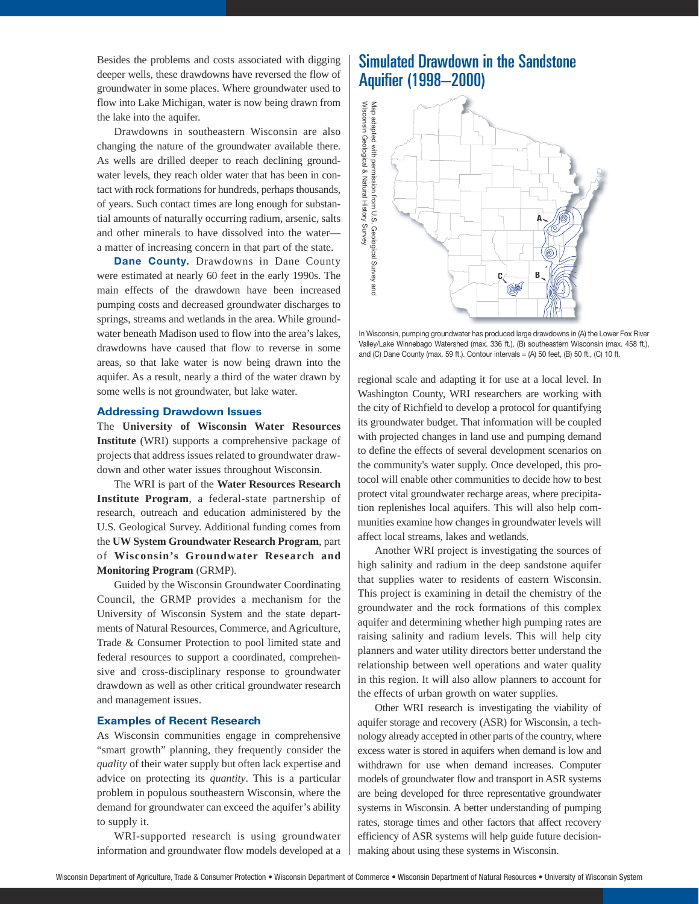Besides the problems and costs associated with digging deeper wells, these drawdowns have reversed the flow of groundwater in some places. Where groundwater used to flow into Lake Michigan, water is now being drawn from the lake into the aquifer.

Drawdowns in southeastern Wisconsin are also changing the nature of the groundwater available there. As wells are drilled deeper to reach declining groundwater levels, they reach older water that has been in contact with rock formations for hundreds, perhaps thousands, of years. Such contact times are long enough for substantial amounts of naturally occurring radium, arsenic, salts and other minerals to have dissolved into the water—a matter of increasing concern in that part of the state.

**Dane County.** Drawdowns in Dane County were estimated at nearly 60 feet in the early 1990s. The main effects of the drawdown have been increased pumping costs and decreased groundwater discharges to springs, streams and wetlands in the area. While groundwater beneath Madison used to flow into the area's lakes, drawdowns have caused that flow to reverse in some areas, so that lake water is now being drawn into the aquifer. As a result, nearly a third of the water drawn by some wells is not groundwater, but lake water.

## Simulated Drawdown in the Sandstone Aquifer (1998–2000)

Map adapted with permission from U.S. Geological Survey and Wisconsin Geological & Natural History Survey.

A

B

C

In Wisconsin, pumping groundwater has produced large drawdowns in (A) the Lower Fox River Valley/Lake Winnebago Watershed (max. 336 ft.), (B) southeastern Wisconsin (max. 458 ft.), and (C) Dane County (max. 59 ft.). Contour intervals = (A) 50 feet, (B) 50 ft., (C) 10 ft.

### Addressing Drawdown Issues

The **University of Wisconsin Water Resources Institute** (WRI) supports a comprehensive package of projects that address issues related to groundwater drawdown and other water issues throughout Wisconsin.

The WRI is part of the **Water Resources Research Institute Program**, a federal-state partnership of research, outreach and education administered by the U.S. Geological Survey. Additional funding comes from the **UW System Groundwater Research Program**, part of **Wisconsin's Groundwater Research and Monitoring Program** (GRMP).

Guided by the Wisconsin Groundwater Coordinating Council, the GRMP provides a mechanism for the University of Wisconsin System and the state departments of Natural Resources, Commerce, and Agriculture, Trade & Consumer Protection to pool limited state and federal resources to support a coordinated, comprehensive and cross-disciplinary response to groundwater drawdown as well as other critical groundwater research and management issues.

### Examples of Recent Research

As Wisconsin communities engage in comprehensive "smart growth" planning, they frequently consider the *quality* of their water supply but often lack expertise and advice on protecting its *quantity*. This is a particular problem in populous southeastern Wisconsin, where the demand for groundwater can exceed the aquifer's ability to supply it.

WRI-supported research is using groundwater information and groundwater flow models developed at a regional scale and adapting it for use at a local level. In Washington County, WRI researchers are working with the city of Richfield to develop a protocol for quantifying its groundwater budget. That information will be coupled with projected changes in land use and pumping demand to define the effects of several development scenarios on the community's water supply. Once developed, this protocol will enable other communities to decide how to best protect vital groundwater recharge areas, where precipitation replenishes local aquifers. This will also help communities examine how changes in groundwater levels will affect local streams, lakes and wetlands.

Another WRI project is investigating the sources of high salinity and radium in the deep sandstone aquifer that supplies water to residents of eastern Wisconsin. This project is examining in detail the chemistry of the groundwater and the rock formations of this complex aquifer and determining whether high pumping rates are raising salinity and radium levels. This will help city planners and water utility directors better understand the relationship between well operations and water quality in this region. It will also allow planners to account for the effects of urban growth on water supplies.

Other WRI research is investigating the viability of aquifer storage and recovery (ASR) for Wisconsin, a technology already accepted in other parts of the country, where excess water is stored in aquifers when demand is low and withdrawn for use when demand increases. Computer models of groundwater flow and transport in ASR systems are being developed for three representative groundwater systems in Wisconsin. A better understanding of pumping rates, storage times and other factors that affect recovery efficiency of ASR systems will help guide future decision-making about using these systems in Wisconsin.